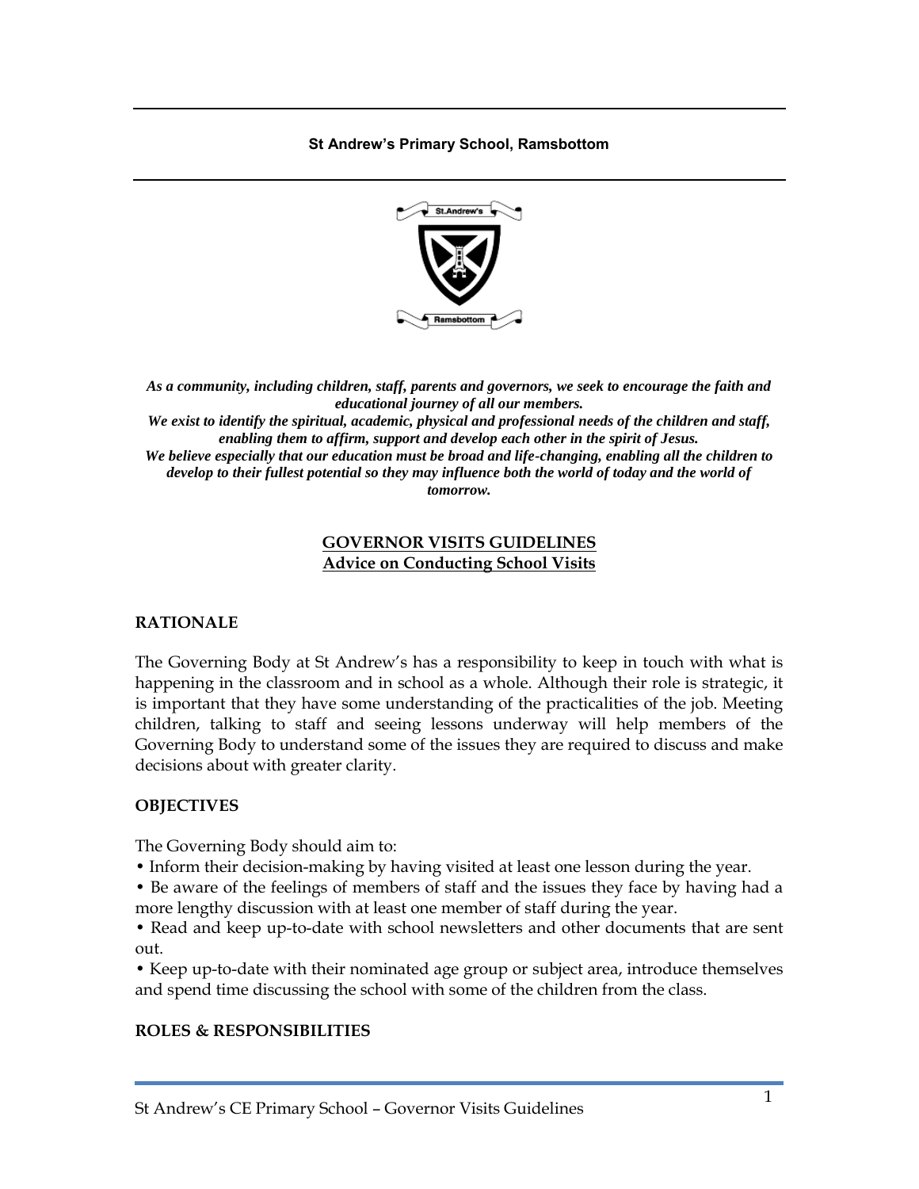**St Andrew's Primary School, Ramsbottom**

***As a community, including children, staff, parents and governors, we seek to encourage the faith and educational journey of all our members.***
***We exist to identify the spiritual, academic, physical and professional needs of the children and staff, enabling them to affirm, support and develop each other in the spirit of Jesus.***
***We believe especially that our education must be broad and life-changing, enabling all the children to develop to their fullest potential so they may influence both the world of today and the world of tomorrow.***

# GOVERNOR VISITS GUIDELINES
## Advice on Conducting School Visits

### RATIONALE

The Governing Body at St Andrew's has a responsibility to keep in touch with what is happening in the classroom and in school as a whole. Although their role is strategic, it is important that they have some understanding of the practicalities of the job. Meeting children, talking to staff and seeing lessons underway will help members of the Governing Body to understand some of the issues they are required to discuss and make decisions about with greater clarity.

### OBJECTIVES

The Governing Body should aim to:

- Inform their decision-making by having visited at least one lesson during the year.
- Be aware of the feelings of members of staff and the issues they face by having had a more lengthy discussion with at least one member of staff during the year.
- Read and keep up-to-date with school newsletters and other documents that are sent out.
- Keep up-to-date with their nominated age group or subject area, introduce themselves and spend time discussing the school with some of the children from the class.

### ROLES & RESPONSIBILITIES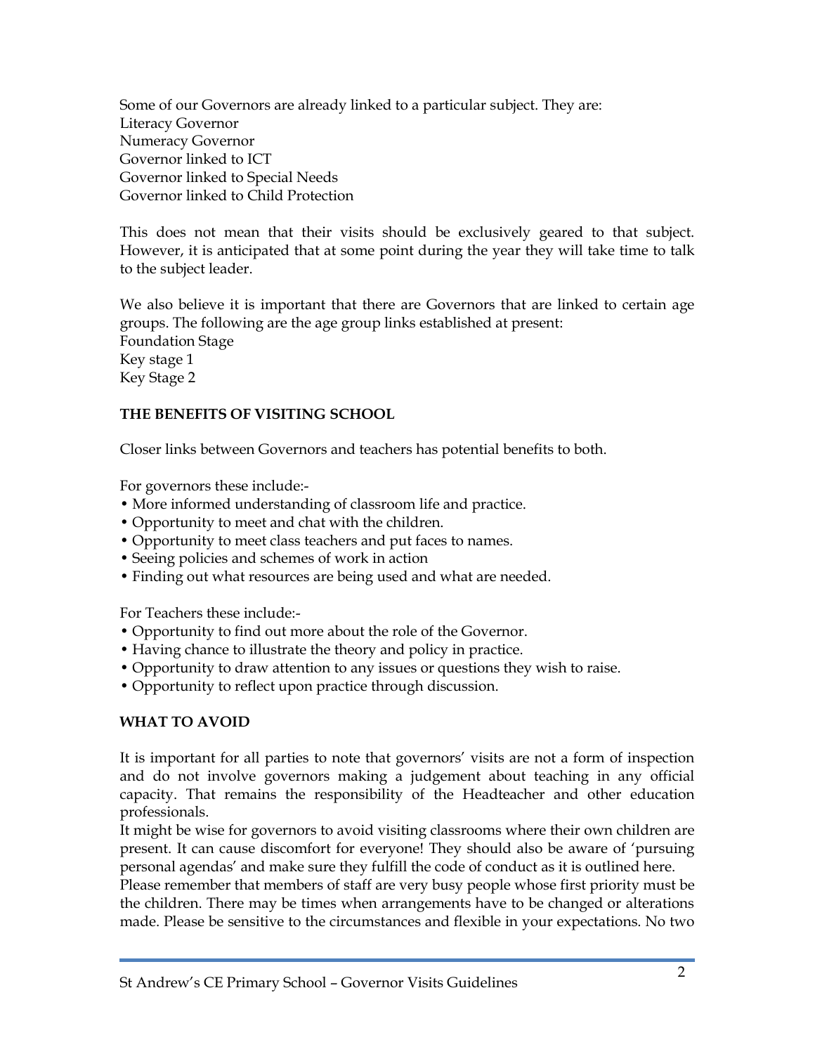Some of our Governors are already linked to a particular subject. They are:
Literacy Governor
Numeracy Governor
Governor linked to ICT
Governor linked to Special Needs
Governor linked to Child Protection

This does not mean that their visits should be exclusively geared to that subject. However, it is anticipated that at some point during the year they will take time to talk to the subject leader.

We also believe it is important that there are Governors that are linked to certain age groups. The following are the age group links established at present:
Foundation Stage
Key stage 1
Key Stage 2

**THE BENEFITS OF VISITING SCHOOL**

Closer links between Governors and teachers has potential benefits to both.

For governors these include:-

- More informed understanding of classroom life and practice.
- Opportunity to meet and chat with the children.
- Opportunity to meet class teachers and put faces to names.
- Seeing policies and schemes of work in action
- Finding out what resources are being used and what are needed.

For Teachers these include:-

- Opportunity to find out more about the role of the Governor.
- Having chance to illustrate the theory and policy in practice.
- Opportunity to draw attention to any issues or questions they wish to raise.
- Opportunity to reflect upon practice through discussion.

**WHAT TO AVOID**

It is important for all parties to note that governors' visits are not a form of inspection and do not involve governors making a judgement about teaching in any official capacity. That remains the responsibility of the Headteacher and other education professionals.
It might be wise for governors to avoid visiting classrooms where their own children are present. It can cause discomfort for everyone! They should also be aware of 'pursuing personal agendas' and make sure they fulfill the code of conduct as it is outlined here.
Please remember that members of staff are very busy people whose first priority must be the children. There may be times when arrangements have to be changed or alterations made. Please be sensitive to the circumstances and flexible in your expectations. No two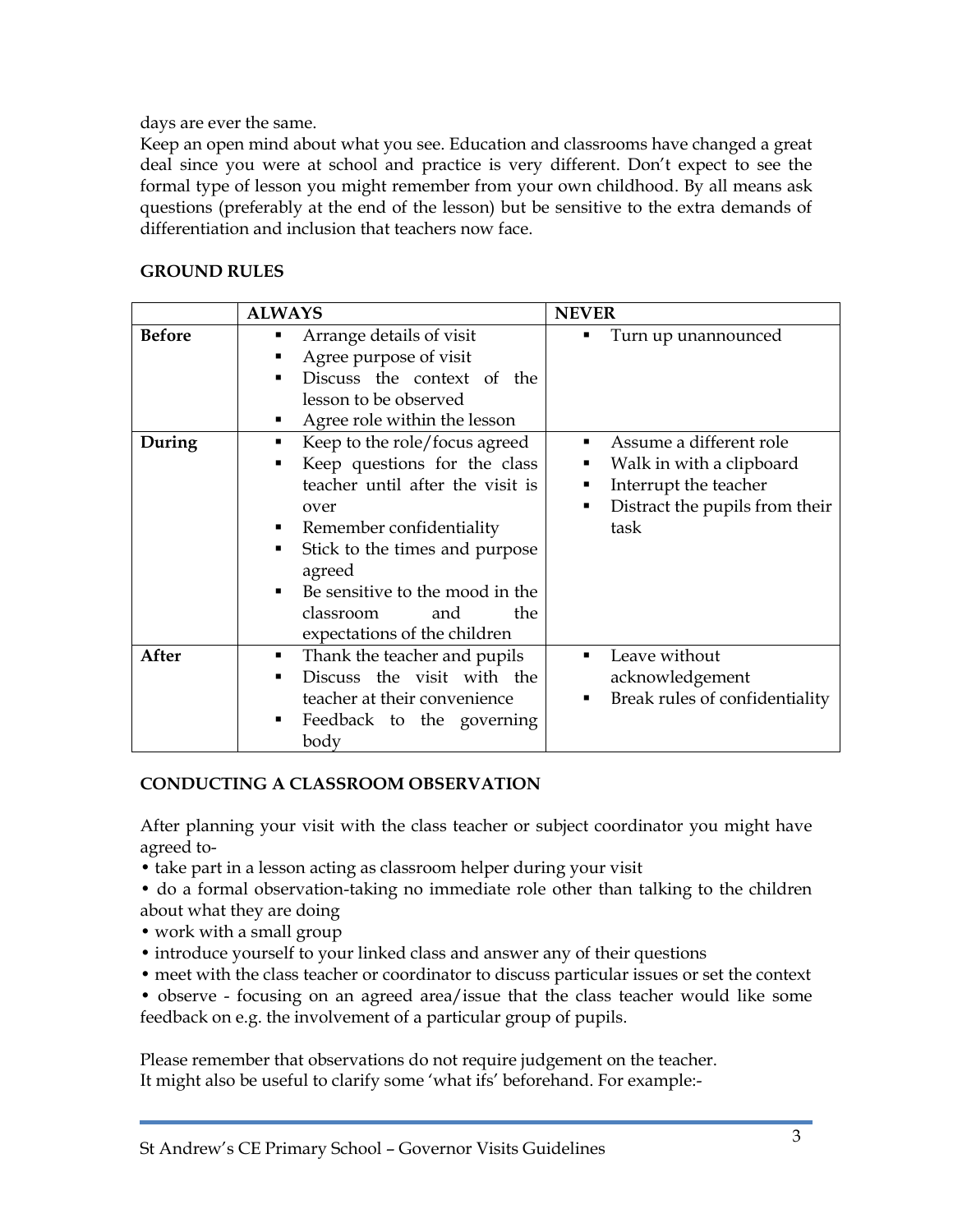days are ever the same.
Keep an open mind about what you see. Education and classrooms have changed a great deal since you were at school and practice is very different. Don't expect to see the formal type of lesson you might remember from your own childhood. By all means ask questions (preferably at the end of the lesson) but be sensitive to the extra demands of differentiation and inclusion that teachers now face.

## GROUND RULES

| | ALWAYS | NEVER |
|---|---|---|
| **Before** | ▪ Arrange details of visit<br>▪ Agree purpose of visit<br>▪ Discuss the context of the lesson to be observed<br>▪ Agree role within the lesson | ▪ Turn up unannounced |
| **During** | ▪ Keep to the role/focus agreed<br>▪ Keep questions for the class teacher until after the visit is over<br>▪ Remember confidentiality<br>▪ Stick to the times and purpose agreed<br>▪ Be sensitive to the mood in the classroom and the expectations of the children | ▪ Assume a different role<br>▪ Walk in with a clipboard<br>▪ Interrupt the teacher<br>▪ Distract the pupils from their task |
| **After** | ▪ Thank the teacher and pupils<br>▪ Discuss the visit with the teacher at their convenience<br>▪ Feedback to the governing body | ▪ Leave without acknowledgement<br>▪ Break rules of confidentiality |

## CONDUCTING A CLASSROOM OBSERVATION

After planning your visit with the class teacher or subject coordinator you might have agreed to-

- take part in a lesson acting as classroom helper during your visit
- do a formal observation-taking no immediate role other than talking to the children about what they are doing
- work with a small group
- introduce yourself to your linked class and answer any of their questions
- meet with the class teacher or coordinator to discuss particular issues or set the context
- observe - focusing on an agreed area/issue that the class teacher would like some feedback on e.g. the involvement of a particular group of pupils.

Please remember that observations do not require judgement on the teacher.
It might also be useful to clarify some 'what ifs' beforehand. For example:-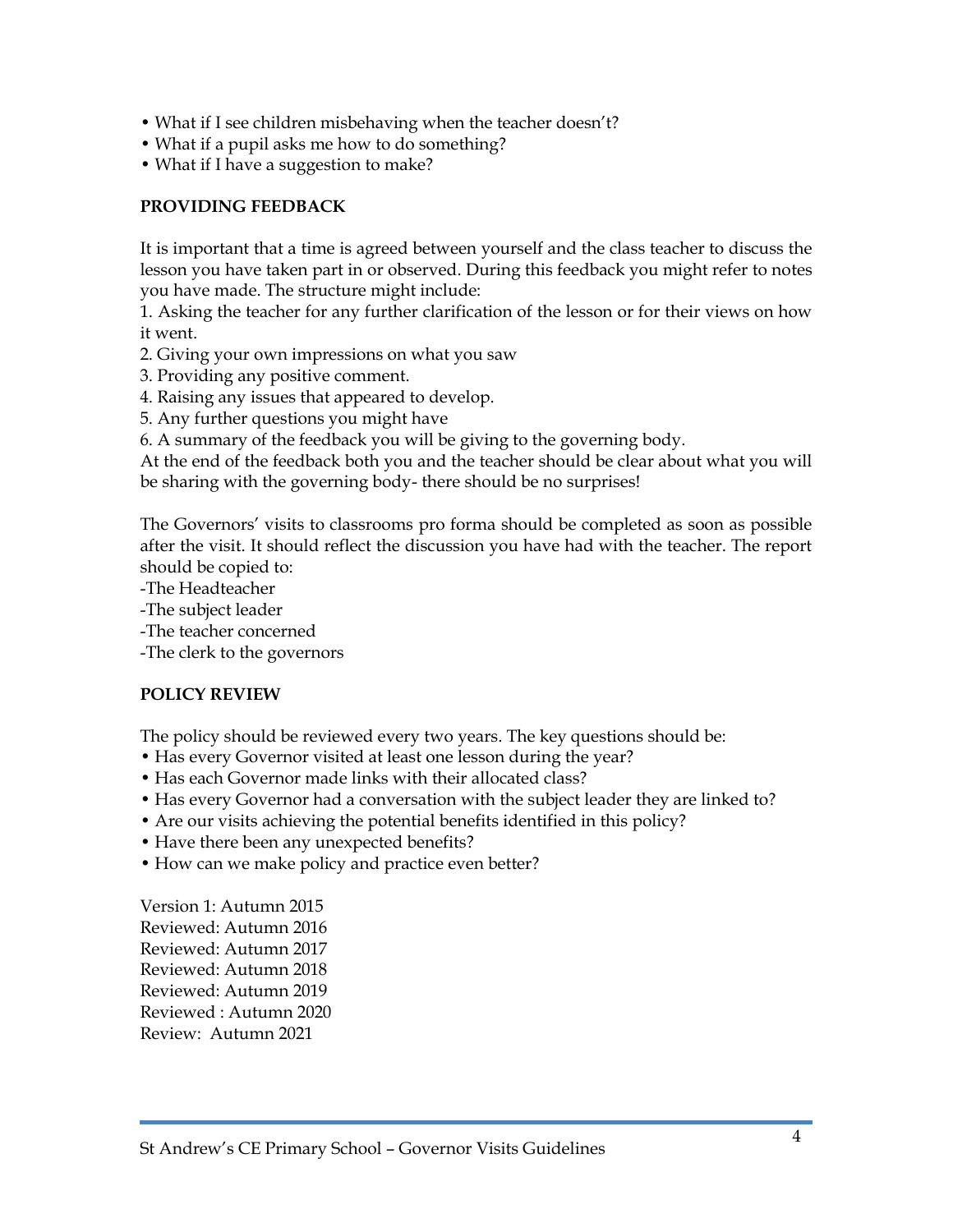- What if I see children misbehaving when the teacher doesn't?
- What if a pupil asks me how to do something?
- What if I have a suggestion to make?

**PROVIDING FEEDBACK**

It is important that a time is agreed between yourself and the class teacher to discuss the lesson you have taken part in or observed. During this feedback you might refer to notes you have made. The structure might include:

1. Asking the teacher for any further clarification of the lesson or for their views on how it went.
2. Giving your own impressions on what you saw
3. Providing any positive comment.
4. Raising any issues that appeared to develop.
5. Any further questions you might have
6. A summary of the feedback you will be giving to the governing body.

At the end of the feedback both you and the teacher should be clear about what you will be sharing with the governing body- there should be no surprises!

The Governors' visits to classrooms pro forma should be completed as soon as possible after the visit. It should reflect the discussion you have had with the teacher. The report should be copied to:

-The Headteacher
-The subject leader
-The teacher concerned
-The clerk to the governors

**POLICY REVIEW**

The policy should be reviewed every two years. The key questions should be:

- Has every Governor visited at least one lesson during the year?
- Has each Governor made links with their allocated class?
- Has every Governor had a conversation with the subject leader they are linked to?
- Are our visits achieving the potential benefits identified in this policy?
- Have there been any unexpected benefits?
- How can we make policy and practice even better?

Version 1: Autumn 2015
Reviewed: Autumn 2016
Reviewed: Autumn 2017
Reviewed: Autumn 2018
Reviewed: Autumn 2019
Reviewed : Autumn 2020
Review: Autumn 2021